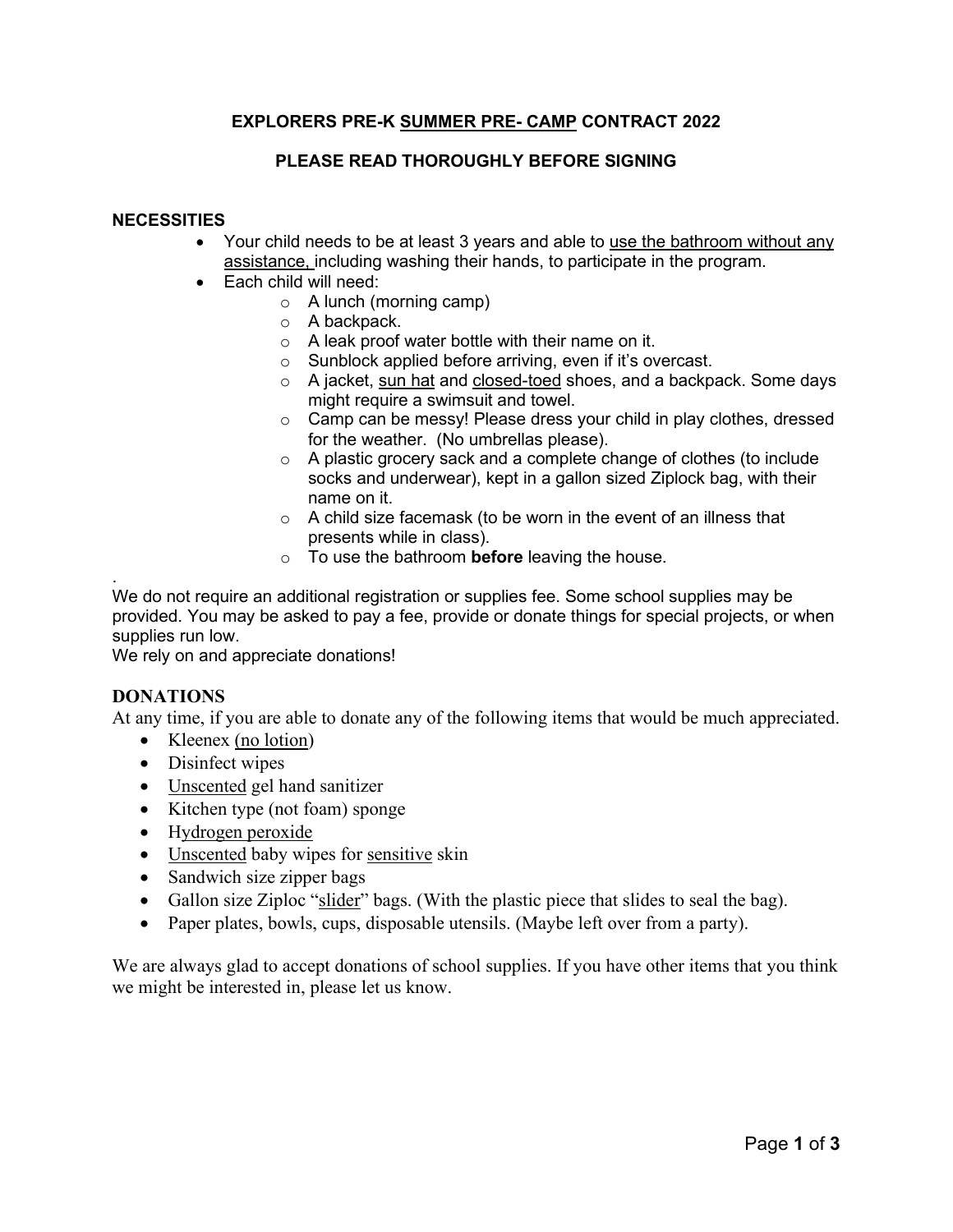# EXPLORERS PRE-K SUMMER PRE- CAMP CONTRACT 2022

## PLEASE READ THOROUGHLY BEFORE SIGNING

### NECESSITIES

- Your child needs to be at least 3 years and able to use the bathroom without any assistance, including washing their hands, to participate in the program.
- Each child will need:
  - A lunch (morning camp)
  - A backpack.
  - A leak proof water bottle with their name on it.
  - Sunblock applied before arriving, even if it's overcast.
  - A jacket, sun hat and closed-toed shoes, and a backpack. Some days might require a swimsuit and towel.
  - Camp can be messy! Please dress your child in play clothes, dressed for the weather. (No umbrellas please).
  - A plastic grocery sack and a complete change of clothes (to include socks and underwear), kept in a gallon sized Ziplock bag, with their name on it.
  - A child size facemask (to be worn in the event of an illness that presents while in class).
  - To use the bathroom **before** leaving the house.

.
We do not require an additional registration or supplies fee. Some school supplies may be provided. You may be asked to pay a fee, provide or donate things for special projects, or when supplies run low.
We rely on and appreciate donations!

### DONATIONS

At any time, if you are able to donate any of the following items that would be much appreciated.

- Kleenex (no lotion)
- Disinfect wipes
- Unscented gel hand sanitizer
- Kitchen type (not foam) sponge
- Hydrogen peroxide
- Unscented baby wipes for sensitive skin
- Sandwich size zipper bags
- Gallon size Ziploc "slider" bags. (With the plastic piece that slides to seal the bag).
- Paper plates, bowls, cups, disposable utensils. (Maybe left over from a party).

We are always glad to accept donations of school supplies. If you have other items that you think we might be interested in, please let us know.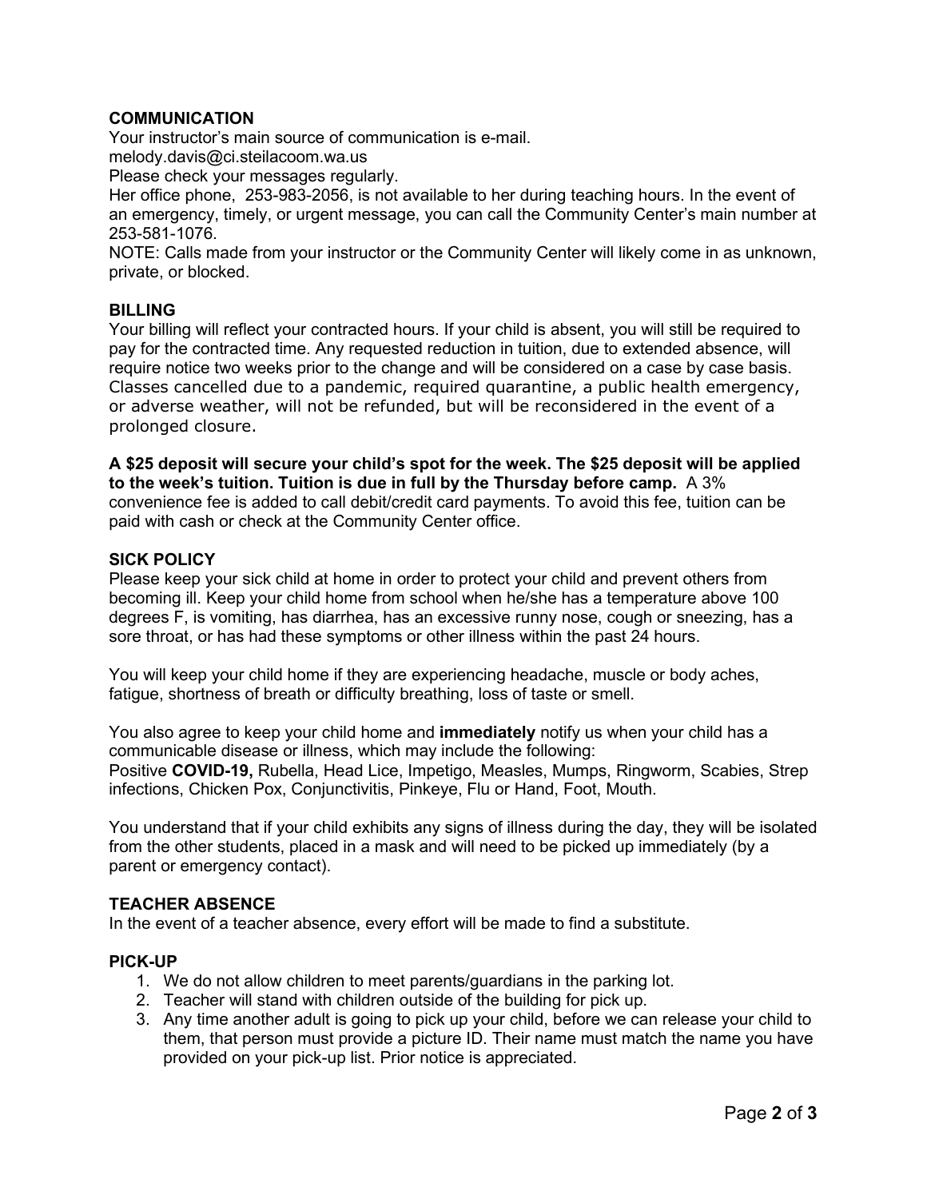## COMMUNICATION

Your instructor's main source of communication is e-mail.
melody.davis@ci.steilacoom.wa.us
Please check your messages regularly.
Her office phone, 253-983-2056, is not available to her during teaching hours. In the event of an emergency, timely, or urgent message, you can call the Community Center's main number at 253-581-1076.
NOTE: Calls made from your instructor or the Community Center will likely come in as unknown, private, or blocked.

## BILLING

Your billing will reflect your contracted hours. If your child is absent, you will still be required to pay for the contracted time. Any requested reduction in tuition, due to extended absence, will require notice two weeks prior to the change and will be considered on a case by case basis. Classes cancelled due to a pandemic, required quarantine, a public health emergency, or adverse weather, will not be refunded, but will be reconsidered in the event of a prolonged closure.

**A $25 deposit will secure your child's spot for the week. The $25 deposit will be applied to the week's tuition. Tuition is due in full by the Thursday before camp.** A 3% convenience fee is added to call debit/credit card payments. To avoid this fee, tuition can be paid with cash or check at the Community Center office.

## SICK POLICY

Please keep your sick child at home in order to protect your child and prevent others from becoming ill. Keep your child home from school when he/she has a temperature above 100 degrees F, is vomiting, has diarrhea, has an excessive runny nose, cough or sneezing, has a sore throat, or has had these symptoms or other illness within the past 24 hours.

You will keep your child home if they are experiencing headache, muscle or body aches, fatigue, shortness of breath or difficulty breathing, loss of taste or smell.

You also agree to keep your child home and **immediately** notify us when your child has a communicable disease or illness, which may include the following:
Positive **COVID-19,** Rubella, Head Lice, Impetigo, Measles, Mumps, Ringworm, Scabies, Strep infections, Chicken Pox, Conjunctivitis, Pinkeye, Flu or Hand, Foot, Mouth.

You understand that if your child exhibits any signs of illness during the day, they will be isolated from the other students, placed in a mask and will need to be picked up immediately (by a parent or emergency contact).

## TEACHER ABSENCE

In the event of a teacher absence, every effort will be made to find a substitute.

## PICK-UP

1. We do not allow children to meet parents/guardians in the parking lot.
2. Teacher will stand with children outside of the building for pick up.
3. Any time another adult is going to pick up your child, before we can release your child to them, that person must provide a picture ID. Their name must match the name you have provided on your pick-up list. Prior notice is appreciated.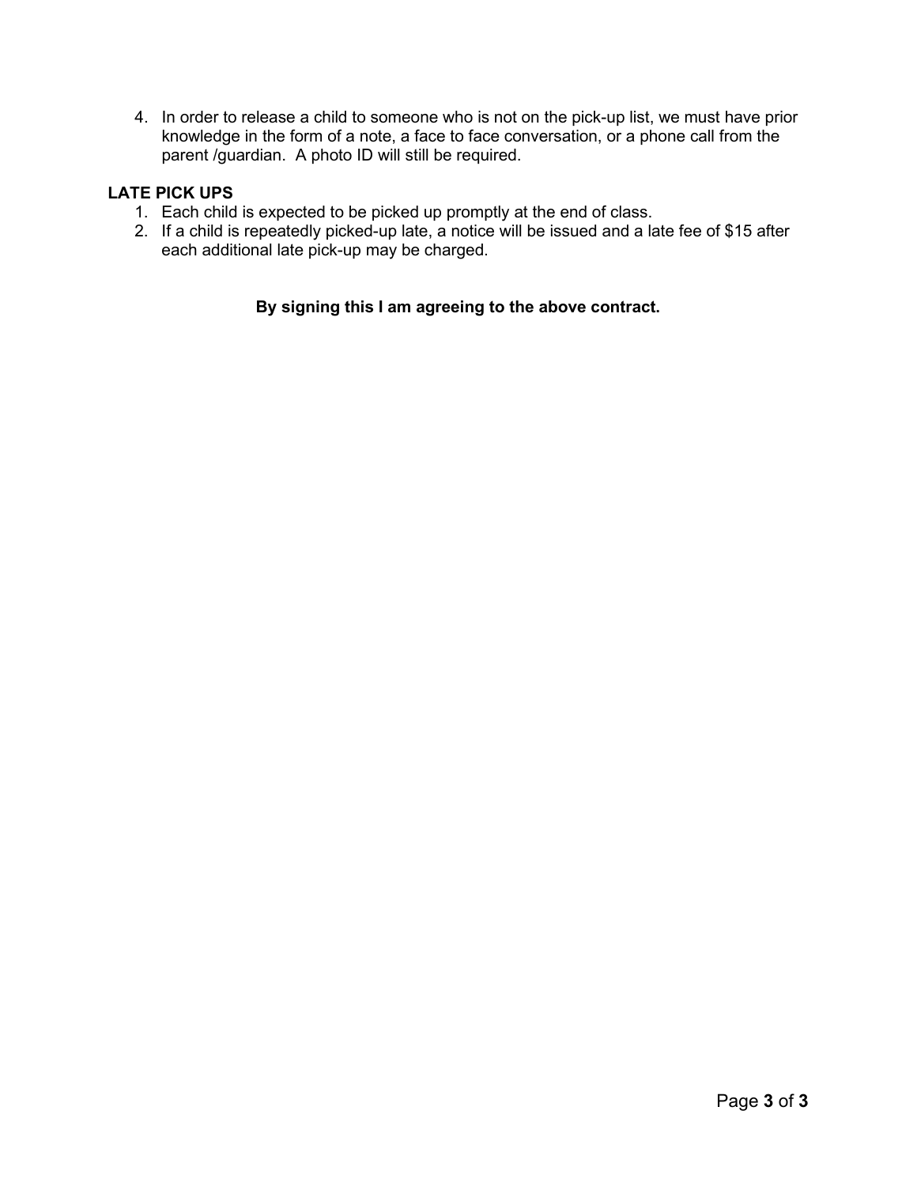4. In order to release a child to someone who is not on the pick-up list, we must have prior knowledge in the form of a note, a face to face conversation, or a phone call from the parent /guardian. A photo ID will still be required.

**LATE PICK UPS**

1. Each child is expected to be picked up promptly at the end of class.
2. If a child is repeatedly picked-up late, a notice will be issued and a late fee of $15 after each additional late pick-up may be charged.

**By signing this I am agreeing to the above contract.**